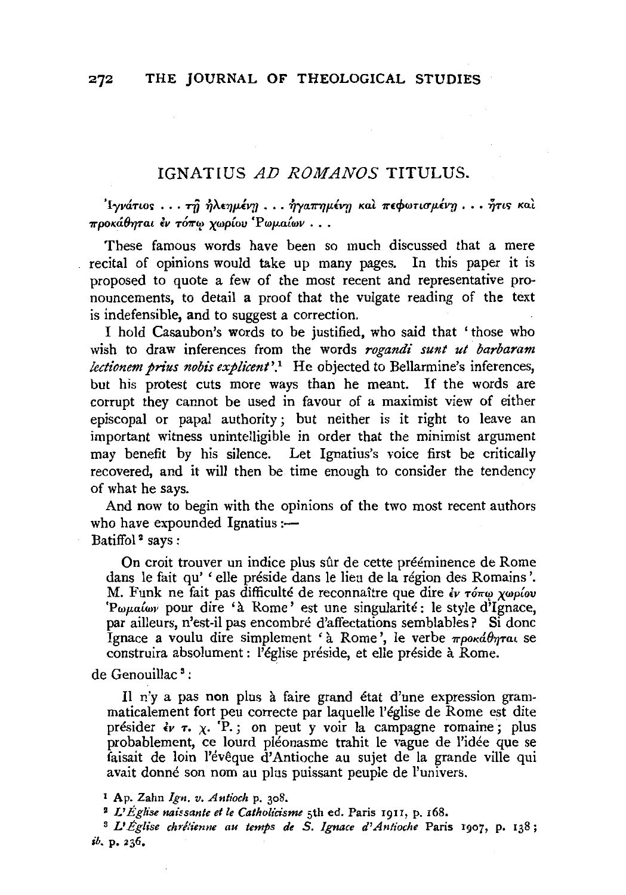# IGNATIUS *AD ROMANOS* TITULUS.

Ἰγνάτιος . . . τῇ ἠλεημένῃ . . . ἠγαπημένῃ καὶ πεφωτισμένῃ . . . ἥτις καὶ προκάθηται ἐν τόπῳ χωρίου Ῥωμαίων . . .

These famous words have been so much discussed that a mere recital of opinions would take up many pages. In this paper it is proposed to quote a few of the most recent and representative pronouncements, to detail a proof that the vulgate reading of the text is indefensible, and to suggest a correction.

I hold Casaubon's words to be justified, who said that 'those who wish to draw inferences from the words *rogandi sunt ut barbaram lectionem prius nobis explicent*'.[1] He objected to Bellarmine's inferences, but his protest cuts more ways than he meant. If the words are corrupt they cannot be used in favour of a maximist view of either episcopal or papal authority; but neither is it right to leave an important witness unintelligible in order that the minimist argument may benefit by his silence. Let Ignatius's voice first be critically recovered, and it will then be time enough to consider the tendency of what he says.

And now to begin with the opinions of the two most recent authors who have expounded Ignatius :—

Batiffol[2] says :

> On croit trouver un indice plus sûr de cette prééminence de Rome dans le fait qu' 'elle préside dans le lieu de la région des Romains'. M. Funk ne fait pas difficulté de reconnaître que dire ἐν τόπῳ χωρίου Ῥωμαίων pour dire 'à Rome' est une singularité : le style d'Ignace, par ailleurs, n'est-il pas encombré d'affectations semblables? Si donc Ignace a voulu dire simplement 'à Rome', le verbe προκάθηται se construira absolument : l'église préside, et elle préside à Rome.

de Genouillac[3] :

> Il n'y a pas non plus à faire grand état d'une expression grammaticalement fort peu correcte par laquelle l'église de Rome est dite présider ἐν τ. χ. Ῥ. ; on peut y voir la campagne romaine ; plus probablement, ce lourd pléonasme trahit le vague de l'idée que se faisait de loin l'évêque d'Antioche au sujet de la grande ville qui avait donné son nom au plus puissant peuple de l'univers.

[1] Ap. Zahn *Ign. v. Antioch* p. 308.

[2] *L'Église naissante et le Catholicisme* 5th ed. Paris 1911, p. 168.

[3] *L'Église chrétienne au temps de S. Ignace d'Antioche* Paris 1907, p. 138 ; *ib.* p. 236.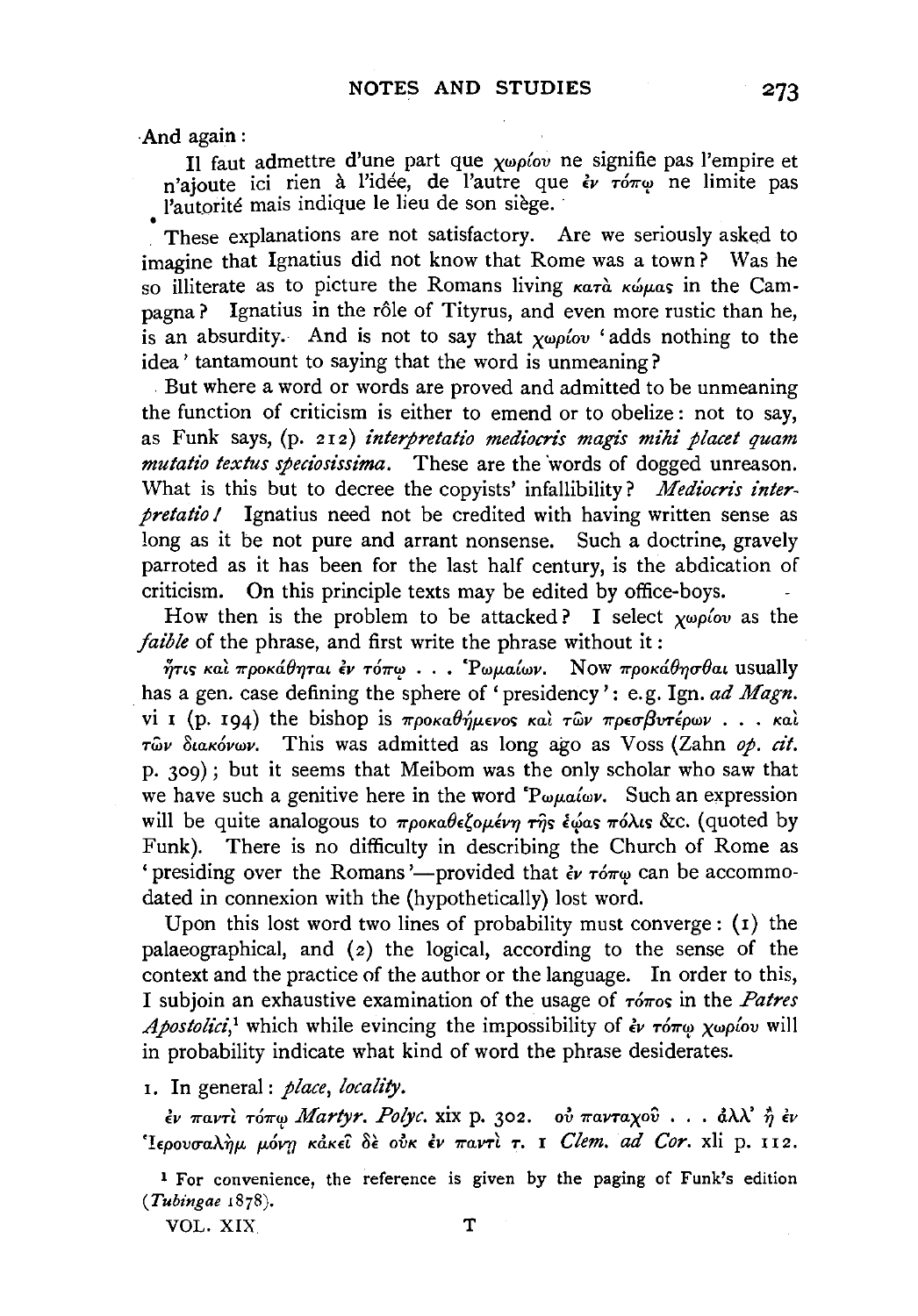And again:

Il faut admettre d'une part que χωρίου ne signifie pas l'empire et n'ajoute ici rien à l'idée, de l'autre que ἐν τόπῳ ne limite pas l'autorité mais indique le lieu de son siège.

These explanations are not satisfactory. Are we seriously asked to imagine that Ignatius did not know that Rome was a town? Was he so illiterate as to picture the Romans living κατὰ κώμας in the Campagna? Ignatius in the rôle of Tityrus, and even more rustic than he, is an absurdity. And is not to say that χωρίου 'adds nothing to the idea' tantamount to saying that the word is unmeaning?

But where a word or words are proved and admitted to be unmeaning the function of criticism is either to emend or to obelize: not to say, as Funk says, (p. 212) *interpretatio mediocris magis mihi placet quam mutatio textus speciosissima*. These are the words of dogged unreason. What is this but to decree the copyists' infallibility? *Mediocris interpretatio!* Ignatius need not be credited with having written sense as long as it be not pure and arrant nonsense. Such a doctrine, gravely parroted as it has been for the last half century, is the abdication of criticism. On this principle texts may be edited by office-boys.

How then is the problem to be attacked? I select χωρίου as the *faible* of the phrase, and first write the phrase without it:

ἥτις καὶ προκάθηται ἐν τόπῳ . . . Ῥωμαίων. Now προκάθησθαι usually has a gen. case defining the sphere of 'presidency': e.g. Ign. *ad Magn.* vi 1 (p. 194) the bishop is προκαθήμενος καὶ τῶν πρεσβυτέρων . . . καὶ τῶν διακόνων. This was admitted as long ago as Voss (Zahn *op. cit.* p. 309); but it seems that Meibom was the only scholar who saw that we have such a genitive here in the word Ῥωμαίων. Such an expression will be quite analogous to προκαθεζομένη τῆς ἑῴας πόλις &c. (quoted by Funk). There is no difficulty in describing the Church of Rome as 'presiding over the Romans'—provided that ἐν τόπῳ can be accommodated in connexion with the (hypothetically) lost word.

Upon this lost word two lines of probability must converge: (1) the palaeographical, and (2) the logical, according to the sense of the context and the practice of the author or the language. In order to this, I subjoin an exhaustive examination of the usage of τόπος in the *Patres Apostolici*,[1] which while evincing the impossibility of ἐν τόπῳ χωρίου will in probability indicate what kind of word the phrase desiderates.

1. In general: *place, locality*.

ἐν παντὶ τόπῳ *Martyr. Polyc.* xix p. 302. οὐ πανταχοῦ . . . ἀλλ' ἢ ἐν Ἱερουσαλὴμ μόνῃ κἀκεῖ δὲ οὐκ ἐν παντὶ τ. 1 *Clem. ad Cor.* xli p. 112.

[1] For convenience, the reference is given by the paging of Funk's edition (*Tubingae* 1878).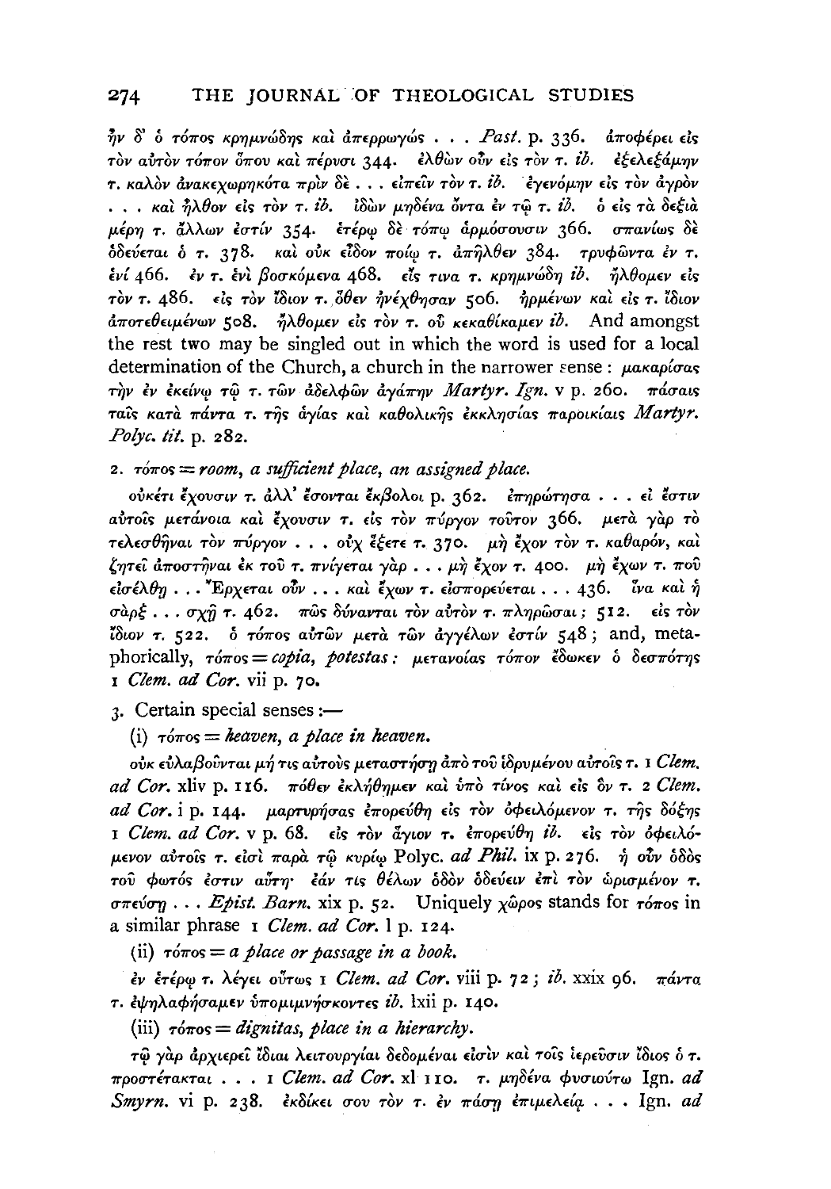ἦν δ᾽ ὁ τόπος κρημνώδης καὶ ἀπερρωγώς . . . *Past.* p. 336. ἀποφέρει εἰς τὸν αὐτὸν τόπον ὅπου καὶ πέρνσι 344. ἐλθὼν οὖν εἰς τὸν τ. *ib.* ἐξελεξάμην τ. καλὸν ἀνακεχωρηκότα πρὶν δὲ . . . εἰπεῖν τὸν τ. *ib.* ἐγενόμην εἰς τὸν ἀγρὸν . . . καὶ ἦλθον εἰς τὸν τ. *ib.* ἰδὼν μηδένα ὄντα ἐν τῷ τ. *ib.* ὁ εἰς τὰ δεξιὰ μέρη τ. ἄλλων ἐστίν 354. ἑτέρῳ δὲ τόπῳ ἁρμόσουσιν 366. σπανίως δὲ ὁδεύεται ὁ τ. 378. καὶ οὐκ εἶδον ποίῳ τ. ἀπῆλθεν 384. τρυφῶντα ἐν τ. ἑνί 466. ἐν τ. ἑνὶ βοσκόμενα 468. εἴς τινα τ. κρημνώδη *ib.* ἤλθομεν εἰς τὸν τ. 486. εἰς τὸν ἴδιον τ. ὅθεν ἠνέχθησαν 506. ἠρμένων καὶ εἰς τ. ἴδιον ἀποτεθειμένων 508. ἤλθομεν εἰς τὸν τ. οὗ κεκαθίκαμεν *ib.* And amongst the rest two may be singled out in which the word is used for a local determination of the Church, a church in the narrower sense: μακαρίσας τὴν ἐν ἐκείνῳ τῷ τ. τῶν ἀδελφῶν ἀγάπην *Martyr. Ign.* v p. 260. πάσαις ταῖς κατὰ πάντα τ. τῆς ἁγίας καὶ καθολικῆς ἐκκλησίας παροικίαις *Martyr. Polyc. tit.* p. 282.

2. τόπος = *room, a sufficient place, an assigned place.*

οὐκέτι ἔχουσιν τ. ἀλλ᾽ ἔσονται ἔκβολοι p. 362. ἐπηρώτησα . . . εἰ ἔστιν αὐτοῖς μετάνοια καὶ ἔχουσιν τ. εἰς τὸν πύργον τοῦτον 366. μετὰ γὰρ τὸ τελεσθῆναι τὸν πύργον . . . οὐχ ἕξετε τ. 370. μὴ ἔχον τὸν τ. καθαρόν, καὶ ζητεῖ ἀποστῆναι ἐκ τοῦ τ. πνίγεται γὰρ . . . μὴ ἔχον τ. 400. μὴ ἔχων τ. ποῦ εἰσέλθῃ . . . Ἔρχεται οὖν . . . καὶ ἔχων τ. εἰσπορεύεται . . . 436. ἵνα καὶ ἡ σάρξ . . . σχῇ τ. 462. πῶς δύνανται τὸν αὐτὸν τ. πληρῶσαι; 512. εἰς τὸν ἴδιον τ. 522. ὁ τόπος αὐτῶν μετὰ τῶν ἀγγέλων ἐστίν 548; and, metaphorically, τόπος = *copia, potestas*: μετανοίας τόπον ἔδωκεν ὁ δεσπότης 1 *Clem. ad Cor.* vii p. 70.

3. Certain special senses:—

(i) τόπος = *heaven, a place in heaven.*

οὐκ εὐλαβοῦνται μή τις αὐτοὺς μεταστήσῃ ἀπὸ τοῦ ἱδρυμένου αὐτοῖς τ. 1 *Clem. ad Cor.* xliv p. 116. πόθεν ἐκλήθημεν καὶ ὑπὸ τίνος καὶ εἰς ὃν τ. 2 *Clem. ad Cor.* i p. 144. μαρτυρήσας ἐπορεύθη εἰς τὸν ὀφειλόμενον τ. τῆς δόξης 1 *Clem. ad Cor.* v p. 68. εἰς τὸν ἅγιον τ. ἐπορεύθη *ib.* εἰς τὸν ὀφειλόμενον αὐτοῖς τ. εἰσὶ παρὰ τῷ κυρίῳ Polyc. *ad Phil.* ix p. 276. ἡ οὖν ὁδὸς τοῦ φωτός ἐστιν αὕτη· ἐάν τις θέλων ὁδὸν ὁδεύειν ἐπὶ τὸν ὡρισμένον τ. σπεύσῃ . . . *Epist. Barn.* xix p. 52. Uniquely χῶρος stands for τόπος in a similar phrase 1 *Clem. ad Cor.* l p. 124.

(ii) τόπος = *a place or passage in a book.*

ἐν ἑτέρῳ τ. λέγει οὕτως 1 *Clem. ad Cor.* viii p. 72; *ib.* xxix 96. πάντα τ. ἐψηλαφήσαμεν ὑπομιμνήσκοντες *ib.* lxii p. 140.

(iii) τόπος = *dignitas, place in a hierarchy.*

τῷ γὰρ ἀρχιερεῖ ἴδιαι λειτουργίαι δεδομέναι εἰσὶν καὶ τοῖς ἱερεῦσιν ἴδιος ὁ τ. προστέτακται . . . 1 *Clem. ad Cor.* xl 110. τ. μηδένα φυσιούτω Ign. *ad Smyrn.* vi p. 238. ἐκδίκει σου τὸν τ. ἐν πάσῃ ἐπιμελείᾳ . . . Ign. *ad*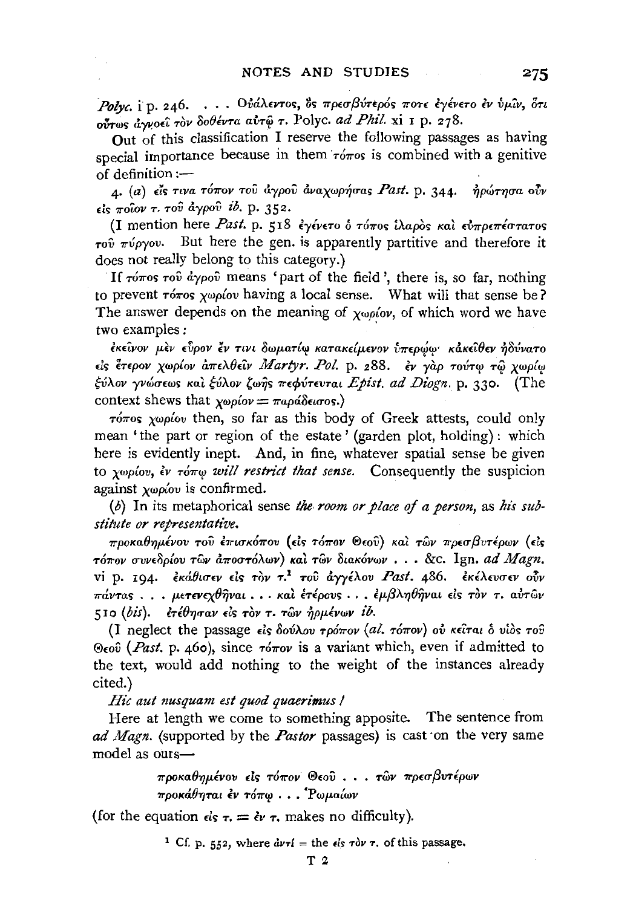*Polyc.* i p. 246. . . . Οὐάλεντος, ὃς πρεσβύτερός ποτε ἐγένετο ἐν ὑμῖν, ὅτι οὕτως ἀγνοεῖ τὸν δοθέντα αὐτῷ τ. Polyc. *ad Phil.* xi 1 p. 278.

Out of this classification I reserve the following passages as having special importance because in them τόπος is combined with a genitive of definition :—

4. (*a*) εἴς τινα τόπον τοῦ ἀγροῦ ἀναχωρήσας *Past.* p. 344. ἠρώτησα οὖν εἰς ποῖον τ. τοῦ ἀγροῦ *ib.* p. 352.

(I mention here *Past.* p. 518 ἐγένετο ὁ τόπος ἱλαρὸς καὶ εὐπρεπέστατος τοῦ πύργου. But here the gen. is apparently partitive and therefore it does not really belong to this category.)

If τόπος τοῦ ἀγροῦ means 'part of the field', there is, so far, nothing to prevent τόπος χωρίου having a local sense. What will that sense be? The answer depends on the meaning of χωρίον, of which word we have two examples :

ἐκεῖνον μὲν εὗρον ἔν τινι δωματίῳ κατακείμενον ὑπερῴῳ· κἀκεῖθεν ἠδύνατο εἰς ἕτερον χωρίον ἀπελθεῖν *Martyr. Pol.* p. 288. ἐν γὰρ τούτῳ τῷ χωρίῳ ξύλον γνώσεως καὶ ξύλον ζωῆς πεφύτευται *Epist. ad Diogn.* p. 330. (The context shews that χωρίον = παράδεισος.)

τόπος χωρίου then, so far as this body of Greek attests, could only mean 'the part or region of the estate' (garden plot, holding): which here is evidently inept. And, in fine, whatever spatial sense be given to χωρίου, ἐν τόπῳ *will restrict that sense.* Consequently the suspicion against χωρίου is confirmed.

(*b*) In its metaphorical sense *the room or place of a person*, as *his substitute or representative.*

προκαθημένου τοῦ ἐπισκόπου (εἰς τόπον Θεοῦ) καὶ τῶν πρεσβυτέρων (εἰς τόπον συνεδρίου τῶν ἀποστόλων) καὶ τῶν διακόνων . . . &c. Ign. *ad Magn.* vi p. 194. ἐκάθισεν εἰς τὸν τ.[1] τοῦ ἀγγέλου *Past.* 486. ἐκέλευσεν οὖν πάντας . . . μετενεχθῆναι . . . καὶ ἑτέρους . . . ἐμβληθῆναι εἰς τὸν τ. αὐτῶν 510 (*bis*). ἐτέθησαν εἰς τὸν τ. τῶν ἠρμένων *ib.*

(I neglect the passage εἰς δούλου τρόπον (*al.* τόπον) οὐ κεῖται ὁ υἱὸς τοῦ Θεοῦ (*Past.* p. 460), since τόπον is a variant which, even if admitted to the text, would add nothing to the weight of the instances already cited.)

*Hic aut nusquam est quod quaerimus !*

Here at length we come to something apposite. The sentence from *ad Magn.* (supported by the *Pastor* passages) is cast on the very same model as ours—

> προκαθημένου εἰς τόπον Θεοῦ . . . τῶν πρεσβυτέρων
> προκάθηται ἐν τόπῳ . . . Ῥωμαίων

(for the equation εἰς τ. = ἐν τ. makes no difficulty).

[1] Cf. p. 552, where ἀντί = the εἰς τὸν τ. of this passage.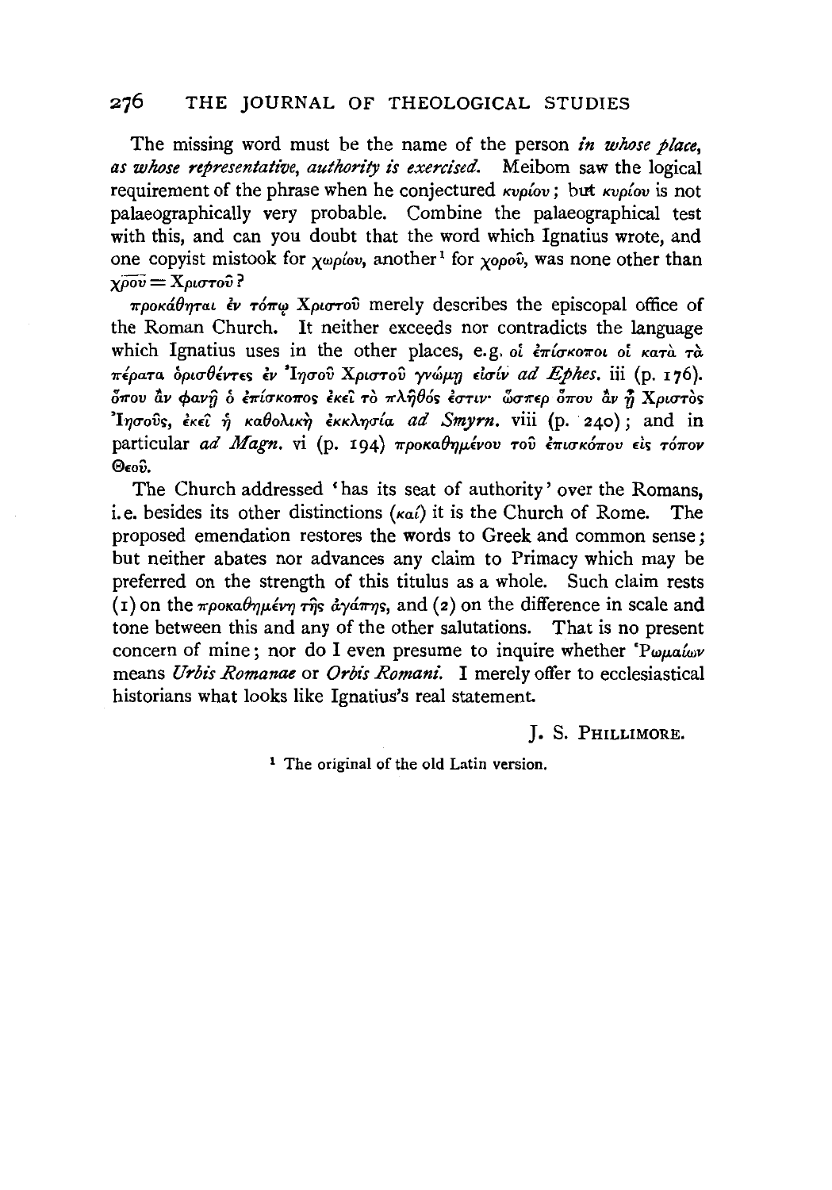The missing word must be the name of the person *in whose place, as whose representative, authority is exercised.* Meibom saw the logical requirement of the phrase when he conjectured κυρίου; but κυρίου is not palaeographically very probable. Combine the palaeographical test with this, and can you doubt that the word which Ignatius wrote, and one copyist mistook for χωρίου, another[1] for χοροῦ, was none other than $\overline{\chi\rho o \upsilon}$ = Χριστοῦ?

προκάθηται ἐν τόπῳ Χριστοῦ merely describes the episcopal office of the Roman Church. It neither exceeds nor contradicts the language which Ignatius uses in the other places, e.g. οἱ ἐπίσκοποι οἱ κατὰ τὰ πέρατα ὁρισθέντες ἐν Ἰησοῦ Χριστοῦ γνώμῃ εἰσίν *ad Ephes.* iii (p. 176). ὅπου ἂν φανῇ ὁ ἐπίσκοπος ἐκεῖ τὸ πλῆθός ἐστιν· ὥσπερ ὅπου ἂν ᾖ Χριστὸς Ἰησοῦς, ἐκεῖ ἡ καθολικὴ ἐκκλησία *ad Smyrn.* viii (p. 240); and in particular *ad Magn.* vi (p. 194) προκαθημένου τοῦ ἐπισκόπου εἰς τόπον Θεοῦ.

The Church addressed 'has its seat of authority' over the Romans, i.e. besides its other distinctions (καί) it is the Church of Rome. The proposed emendation restores the words to Greek and common sense; but neither abates nor advances any claim to Primacy which may be preferred on the strength of this titulus as a whole. Such claim rests (1) on the προκαθημένη τῆς ἀγάπης, and (2) on the difference in scale and tone between this and any of the other salutations. That is no present concern of mine; nor do I even presume to inquire whether Ῥωμαίων means *Urbis Romanae* or *Orbis Romani*. I merely offer to ecclesiastical historians what looks like Ignatius's real statement.

J. S. PHILLIMORE.

[1] The original of the old Latin version.